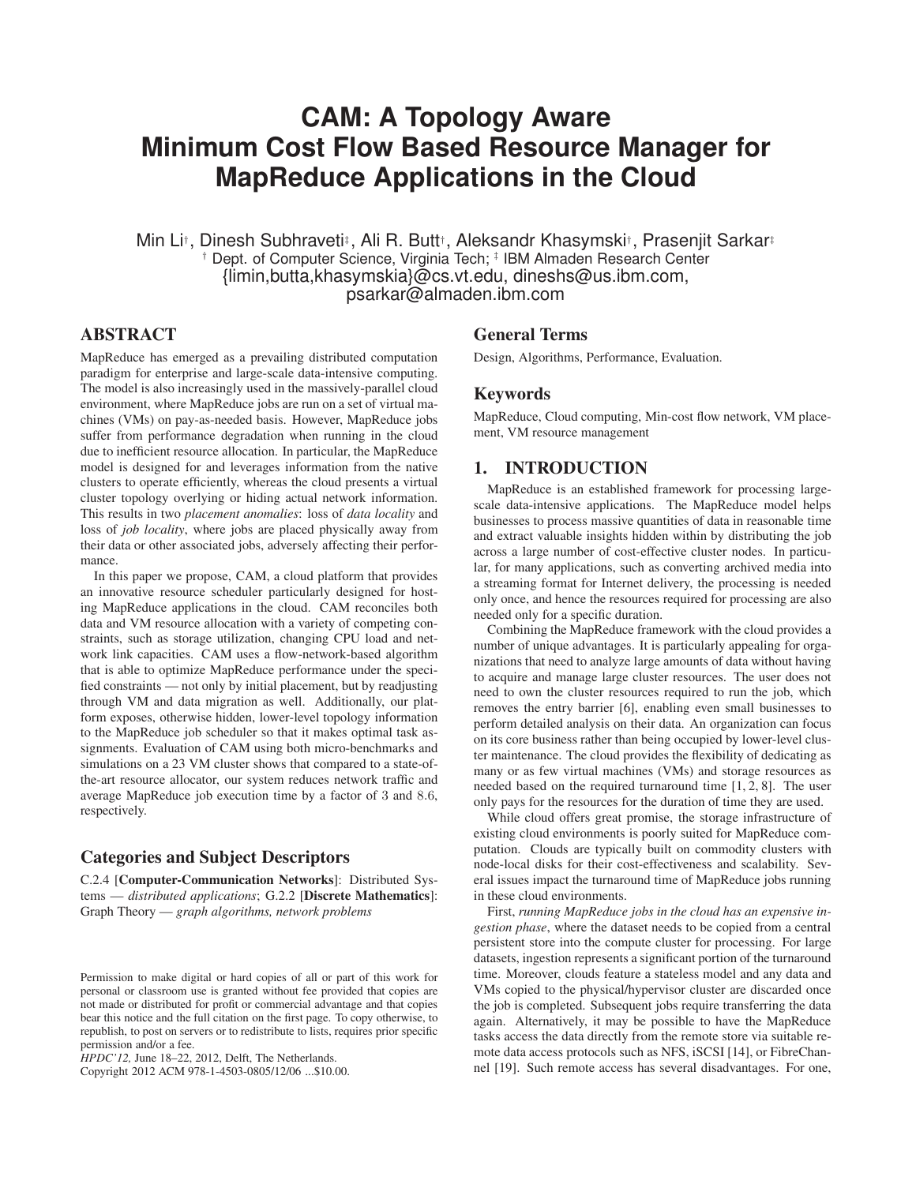# CAM: A Topology Aware Minimum Cost Flow Based Resource Manager for MapReduce Applications in the Cloud

Min Li[†], Dinesh Subhraveti[‡], Ali R. Butt[†], Aleksandr Khasymski[†], Prasenjit Sarkar[‡]
[†] Dept. of Computer Science, Virginia Tech; [‡] IBM Almaden Research Center
{limin,butta,khasymskia}@cs.vt.edu, dineshs@us.ibm.com, psarkar@almaden.ibm.com

## ABSTRACT

MapReduce has emerged as a prevailing distributed computation paradigm for enterprise and large-scale data-intensive computing. The model is also increasingly used in the massively-parallel cloud environment, where MapReduce jobs are run on a set of virtual machines (VMs) on pay-as-needed basis. However, MapReduce jobs suffer from performance degradation when running in the cloud due to inefficient resource allocation. In particular, the MapReduce model is designed for and leverages information from the native clusters to operate efficiently, whereas the cloud presents a virtual cluster topology overlying or hiding actual network information. This results in two *placement anomalies*: loss of *data locality* and loss of *job locality*, where jobs are placed physically away from their data or other associated jobs, adversely affecting their performance.

In this paper we propose, CAM, a cloud platform that provides an innovative resource scheduler particularly designed for hosting MapReduce applications in the cloud. CAM reconciles both data and VM resource allocation with a variety of competing constraints, such as storage utilization, changing CPU load and network link capacities. CAM uses a flow-network-based algorithm that is able to optimize MapReduce performance under the specified constraints — not only by initial placement, but by readjusting through VM and data migration as well. Additionally, our platform exposes, otherwise hidden, lower-level topology information to the MapReduce job scheduler so that it makes optimal task assignments. Evaluation of CAM using both micro-benchmarks and simulations on a 23 VM cluster shows that compared to a state-of-the-art resource allocator, our system reduces network traffic and average MapReduce job execution time by a factor of 3 and 8.6, respectively.

### Categories and Subject Descriptors

C.2.4 [**Computer-Communication Networks**]: Distributed Systems — *distributed applications*; G.2.2 [**Discrete Mathematics**]: Graph Theory — *graph algorithms, network problems*

Permission to make digital or hard copies of all or part of this work for personal or classroom use is granted without fee provided that copies are not made or distributed for profit or commercial advantage and that copies bear this notice and the full citation on the first page. To copy otherwise, to republish, to post on servers or to redistribute to lists, requires prior specific permission and/or a fee.
*HPDC'12,* June 18–22, 2012, Delft, The Netherlands.
Copyright 2012 ACM 978-1-4503-0805/12/06 ...$10.00.

### General Terms

Design, Algorithms, Performance, Evaluation.

### Keywords

MapReduce, Cloud computing, Min-cost flow network, VM placement, VM resource management

## 1. INTRODUCTION

MapReduce is an established framework for processing large-scale data-intensive applications. The MapReduce model helps businesses to process massive quantities of data in reasonable time and extract valuable insights hidden within by distributing the job across a large number of cost-effective cluster nodes. In particular, for many applications, such as converting archived media into a streaming format for Internet delivery, the processing is needed only once, and hence the resources required for processing are also needed only for a specific duration.

Combining the MapReduce framework with the cloud provides a number of unique advantages. It is particularly appealing for organizations that need to analyze large amounts of data without having to acquire and manage large cluster resources. The user does not need to own the cluster resources required to run the job, which removes the entry barrier [6], enabling even small businesses to perform detailed analysis on their data. An organization can focus on its core business rather than being occupied by lower-level cluster maintenance. The cloud provides the flexibility of dedicating as many or as few virtual machines (VMs) and storage resources as needed based on the required turnaround time [1, 2, 8]. The user only pays for the resources for the duration of time they are used.

While cloud offers great promise, the storage infrastructure of existing cloud environments is poorly suited for MapReduce computation. Clouds are typically built on commodity clusters with node-local disks for their cost-effectiveness and scalability. Several issues impact the turnaround time of MapReduce jobs running in these cloud environments.

First, *running MapReduce jobs in the cloud has an expensive ingestion phase*, where the dataset needs to be copied from a central persistent store into the compute cluster for processing. For large datasets, ingestion represents a significant portion of the turnaround time. Moreover, clouds feature a stateless model and any data and VMs copied to the physical/hypervisor cluster are discarded once the job is completed. Subsequent jobs require transferring the data again. Alternatively, it may be possible to have the MapReduce tasks access the data directly from the remote store via suitable remote data access protocols such as NFS, iSCSI [14], or FibreChannel [19]. Such remote access has several disadvantages. For one,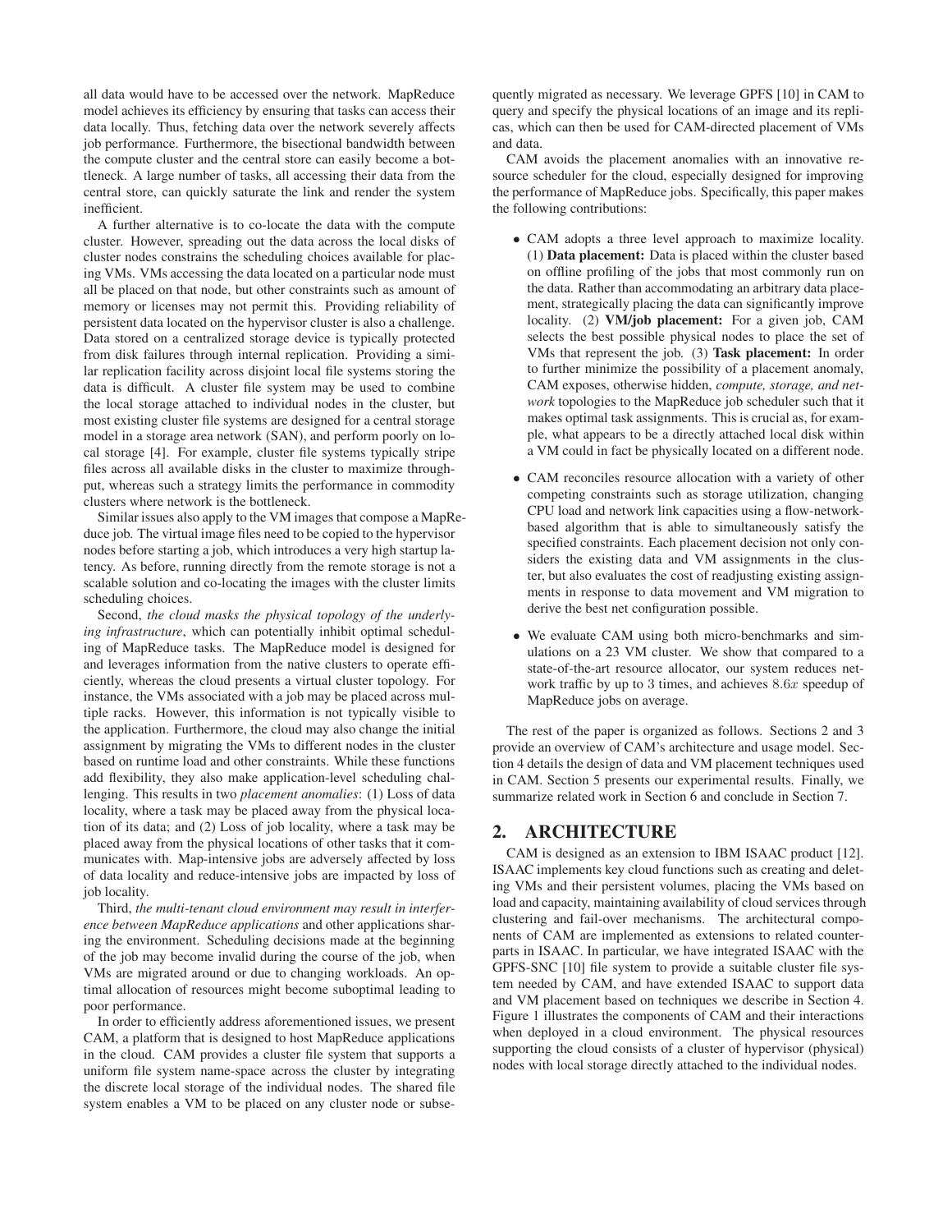all data would have to be accessed over the network. MapReduce model achieves its efficiency by ensuring that tasks can access their data locally. Thus, fetching data over the network severely affects job performance. Furthermore, the bisectional bandwidth between the compute cluster and the central store can easily become a bottleneck. A large number of tasks, all accessing their data from the central store, can quickly saturate the link and render the system inefficient.

A further alternative is to co-locate the data with the compute cluster. However, spreading out the data across the local disks of cluster nodes constrains the scheduling choices available for placing VMs. VMs accessing the data located on a particular node must all be placed on that node, but other constraints such as amount of memory or licenses may not permit this. Providing reliability of persistent data located on the hypervisor cluster is also a challenge. Data stored on a centralized storage device is typically protected from disk failures through internal replication. Providing a similar replication facility across disjoint local file systems storing the data is difficult. A cluster file system may be used to combine the local storage attached to individual nodes in the cluster, but most existing cluster file systems are designed for a central storage model in a storage area network (SAN), and perform poorly on local storage [4]. For example, cluster file systems typically stripe files across all available disks in the cluster to maximize throughput, whereas such a strategy limits the performance in commodity clusters where network is the bottleneck.

Similar issues also apply to the VM images that compose a MapReduce job. The virtual image files need to be copied to the hypervisor nodes before starting a job, which introduces a very high startup latency. As before, running directly from the remote storage is not a scalable solution and co-locating the images with the cluster limits scheduling choices.

Second, *the cloud masks the physical topology of the underlying infrastructure*, which can potentially inhibit optimal scheduling of MapReduce tasks. The MapReduce model is designed for and leverages information from the native clusters to operate efficiently, whereas the cloud presents a virtual cluster topology. For instance, the VMs associated with a job may be placed across multiple racks. However, this information is not typically visible to the application. Furthermore, the cloud may also change the initial assignment by migrating the VMs to different nodes in the cluster based on runtime load and other constraints. While these functions add flexibility, they also make application-level scheduling challenging. This results in two *placement anomalies*: (1) Loss of data locality, where a task may be placed away from the physical location of its data; and (2) Loss of job locality, where a task may be placed away from the physical locations of other tasks that it communicates with. Map-intensive jobs are adversely affected by loss of data locality and reduce-intensive jobs are impacted by loss of job locality.

Third, *the multi-tenant cloud environment may result in interference between MapReduce applications* and other applications sharing the environment. Scheduling decisions made at the beginning of the job may become invalid during the course of the job, when VMs are migrated around or due to changing workloads. An optimal allocation of resources might become suboptimal leading to poor performance.

In order to efficiently address aforementioned issues, we present CAM, a platform that is designed to host MapReduce applications in the cloud. CAM provides a cluster file system that supports a uniform file system name-space across the cluster by integrating the discrete local storage of the individual nodes. The shared file system enables a VM to be placed on any cluster node or subsequently migrated as necessary. We leverage GPFS [10] in CAM to query and specify the physical locations of an image and its replicas, which can then be used for CAM-directed placement of VMs and data.

CAM avoids the placement anomalies with an innovative resource scheduler for the cloud, especially designed for improving the performance of MapReduce jobs. Specifically, this paper makes the following contributions:

- CAM adopts a three level approach to maximize locality. (1) **Data placement:** Data is placed within the cluster based on offline profiling of the jobs that most commonly run on the data. Rather than accommodating an arbitrary data placement, strategically placing the data can significantly improve locality. (2) **VM/job placement:** For a given job, CAM selects the best possible physical nodes to place the set of VMs that represent the job. (3) **Task placement:** In order to further minimize the possibility of a placement anomaly, CAM exposes, otherwise hidden, *compute, storage, and network* topologies to the MapReduce job scheduler such that it makes optimal task assignments. This is crucial as, for example, what appears to be a directly attached local disk within a VM could in fact be physically located on a different node.
- CAM reconciles resource allocation with a variety of other competing constraints such as storage utilization, changing CPU load and network link capacities using a flow-network-based algorithm that is able to simultaneously satisfy the specified constraints. Each placement decision not only considers the existing data and VM assignments in the cluster, but also evaluates the cost of readjusting existing assignments in response to data movement and VM migration to derive the best net configuration possible.
- We evaluate CAM using both micro-benchmarks and simulations on a 23 VM cluster. We show that compared to a state-of-the-art resource allocator, our system reduces network traffic by up to 3 times, and achieves $8.6x$ speedup of MapReduce jobs on average.

The rest of the paper is organized as follows. Sections 2 and 3 provide an overview of CAM's architecture and usage model. Section 4 details the design of data and VM placement techniques used in CAM. Section 5 presents our experimental results. Finally, we summarize related work in Section 6 and conclude in Section 7.

## 2. ARCHITECTURE

CAM is designed as an extension to IBM ISAAC product [12]. ISAAC implements key cloud functions such as creating and deleting VMs and their persistent volumes, placing the VMs based on load and capacity, maintaining availability of cloud services through clustering and fail-over mechanisms. The architectural components of CAM are implemented as extensions to related counterparts in ISAAC. In particular, we have integrated ISAAC with the GPFS-SNC [10] file system to provide a suitable cluster file system needed by CAM, and have extended ISAAC to support data and VM placement based on techniques we describe in Section 4. Figure 1 illustrates the components of CAM and their interactions when deployed in a cloud environment. The physical resources supporting the cloud consists of a cluster of hypervisor (physical) nodes with local storage directly attached to the individual nodes.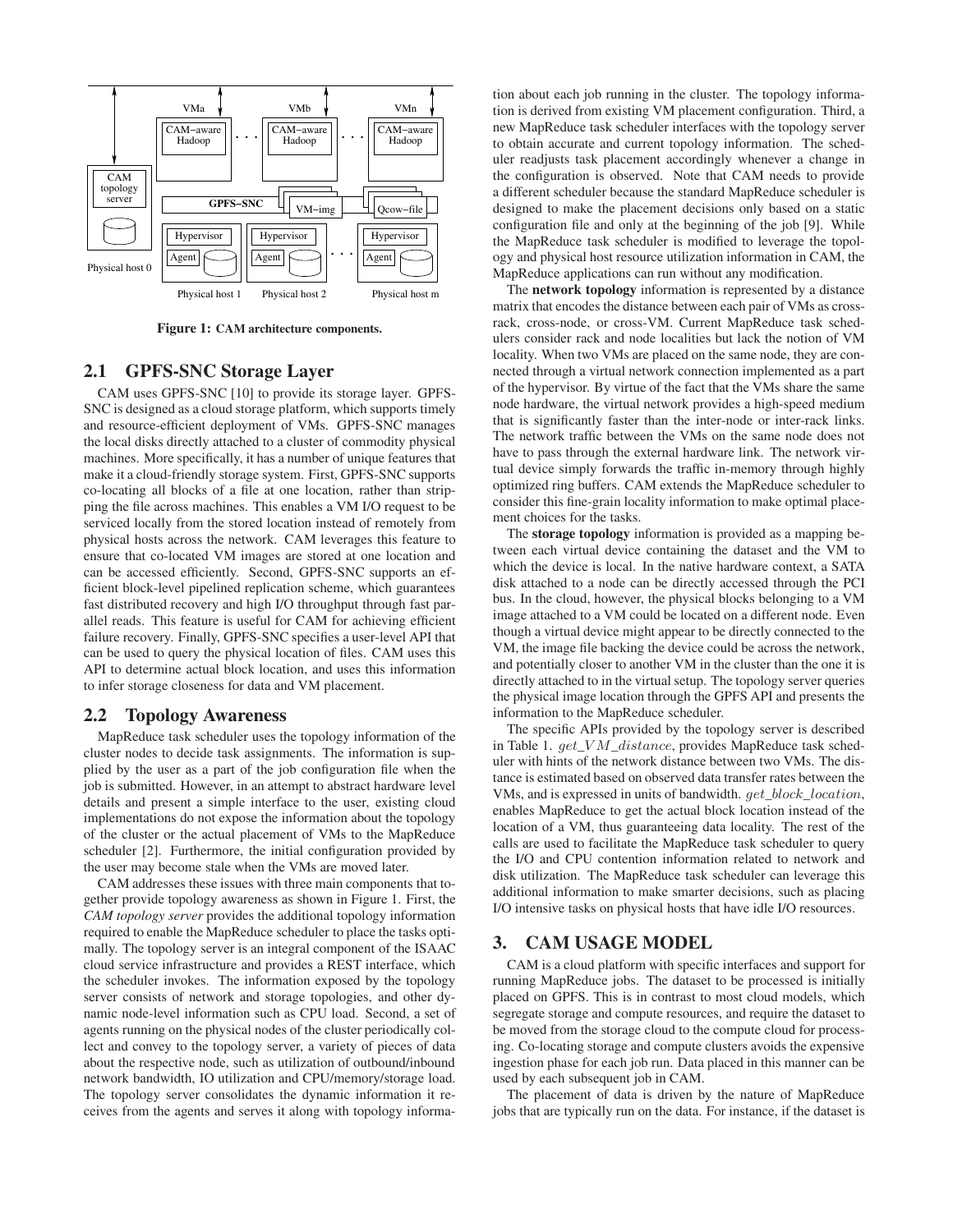VMa VMb VMn

CAM−aware Hadoop . . . CAM−aware Hadoop . . . CAM−aware Hadoop

CAM topology server

GPFS−SNC VM−img Qcow−file

Hypervisor Agent Hypervisor Agent . . . Hypervisor Agent

Physical host 0

Physical host 1 Physical host 2 Physical host m

**Figure 1: CAM architecture components.**

## 2.1 GPFS-SNC Storage Layer

CAM uses GPFS-SNC [10] to provide its storage layer. GPFS-SNC is designed as a cloud storage platform, which supports timely and resource-efficient deployment of VMs. GPFS-SNC manages the local disks directly attached to a cluster of commodity physical machines. More specifically, it has a number of unique features that make it a cloud-friendly storage system. First, GPFS-SNC supports co-locating all blocks of a file at one location, rather than stripping the file across machines. This enables a VM I/O request to be serviced locally from the stored location instead of remotely from physical hosts across the network. CAM leverages this feature to ensure that co-located VM images are stored at one location and can be accessed efficiently. Second, GPFS-SNC supports an efficient block-level pipelined replication scheme, which guarantees fast distributed recovery and high I/O throughput through fast parallel reads. This feature is useful for CAM for achieving efficient failure recovery. Finally, GPFS-SNC specifies a user-level API that can be used to query the physical location of files. CAM uses this API to determine actual block location, and uses this information to infer storage closeness for data and VM placement.

## 2.2 Topology Awareness

MapReduce task scheduler uses the topology information of the cluster nodes to decide task assignments. The information is supplied by the user as a part of the job configuration file when the job is submitted. However, in an attempt to abstract hardware level details and present a simple interface to the user, existing cloud implementations do not expose the information about the topology of the cluster or the actual placement of VMs to the MapReduce scheduler [2]. Furthermore, the initial configuration provided by the user may become stale when the VMs are moved later.

CAM addresses these issues with three main components that together provide topology awareness as shown in Figure 1. First, the *CAM topology server* provides the additional topology information required to enable the MapReduce scheduler to place the tasks optimally. The topology server is an integral component of the ISAAC cloud service infrastructure and provides a REST interface, which the scheduler invokes. The information exposed by the topology server consists of network and storage topologies, and other dynamic node-level information such as CPU load. Second, a set of agents running on the physical nodes of the cluster periodically collect and convey to the topology server, a variety of pieces of data about the respective node, such as utilization of outbound/inbound network bandwidth, IO utilization and CPU/memory/storage load. The topology server consolidates the dynamic information it receives from the agents and serves it along with topology information about each job running in the cluster. The topology information is derived from existing VM placement configuration. Third, a new MapReduce task scheduler interfaces with the topology server to obtain accurate and current topology information. The scheduler readjusts task placement accordingly whenever a change in the configuration is observed. Note that CAM needs to provide a different scheduler because the standard MapReduce scheduler is designed to make the placement decisions only based on a static configuration file and only at the beginning of the job [9]. While the MapReduce task scheduler is modified to leverage the topology and physical host resource utilization information in CAM, the MapReduce applications can run without any modification.

The **network topology** information is represented by a distance matrix that encodes the distance between each pair of VMs as cross-rack, cross-node, or cross-VM. Current MapReduce task schedulers consider rack and node localities but lack the notion of VM locality. When two VMs are placed on the same node, they are connected through a virtual network connection implemented as a part of the hypervisor. By virtue of the fact that the VMs share the same node hardware, the virtual network provides a high-speed medium that is significantly faster than the inter-node or inter-rack links. The network traffic between the VMs on the same node does not have to pass through the external hardware link. The network virtual device simply forwards the traffic in-memory through highly optimized ring buffers. CAM extends the MapReduce scheduler to consider this fine-grain locality information to make optimal placement choices for the tasks.

The **storage topology** information is provided as a mapping between each virtual device containing the dataset and the VM to which the device is local. In the native hardware context, a SATA disk attached to a node can be directly accessed through the PCI bus. In the cloud, however, the physical blocks belonging to a VM image attached to a VM could be located on a different node. Even though a virtual device might appear to be directly connected to the VM, the image file backing the device could be across the network, and potentially closer to another VM in the cluster than the one it is directly attached to in the virtual setup. The topology server queries the physical image location through the GPFS API and presents the information to the MapReduce scheduler.

The specific APIs provided by the topology server is described in Table 1. $get\_VM\_distance$, provides MapReduce task scheduler with hints of the network distance between two VMs. The distance is estimated based on observed data transfer rates between the VMs, and is expressed in units of bandwidth. $get\_block\_location$, enables MapReduce to get the actual block location instead of the location of a VM, thus guaranteeing data locality. The rest of the calls are used to facilitate the MapReduce task scheduler to query the I/O and CPU contention information related to network and disk utilization. The MapReduce task scheduler can leverage this additional information to make smarter decisions, such as placing I/O intensive tasks on physical hosts that have idle I/O resources.

# 3. CAM USAGE MODEL

CAM is a cloud platform with specific interfaces and support for running MapReduce jobs. The dataset to be processed is initially placed on GPFS. This is in contrast to most cloud models, which segregate storage and compute resources, and require the dataset to be moved from the storage cloud to the compute cloud for processing. Co-locating storage and compute clusters avoids the expensive ingestion phase for each job run. Data placed in this manner can be used by each subsequent job in CAM.

The placement of data is driven by the nature of MapReduce jobs that are typically run on the data. For instance, if the dataset is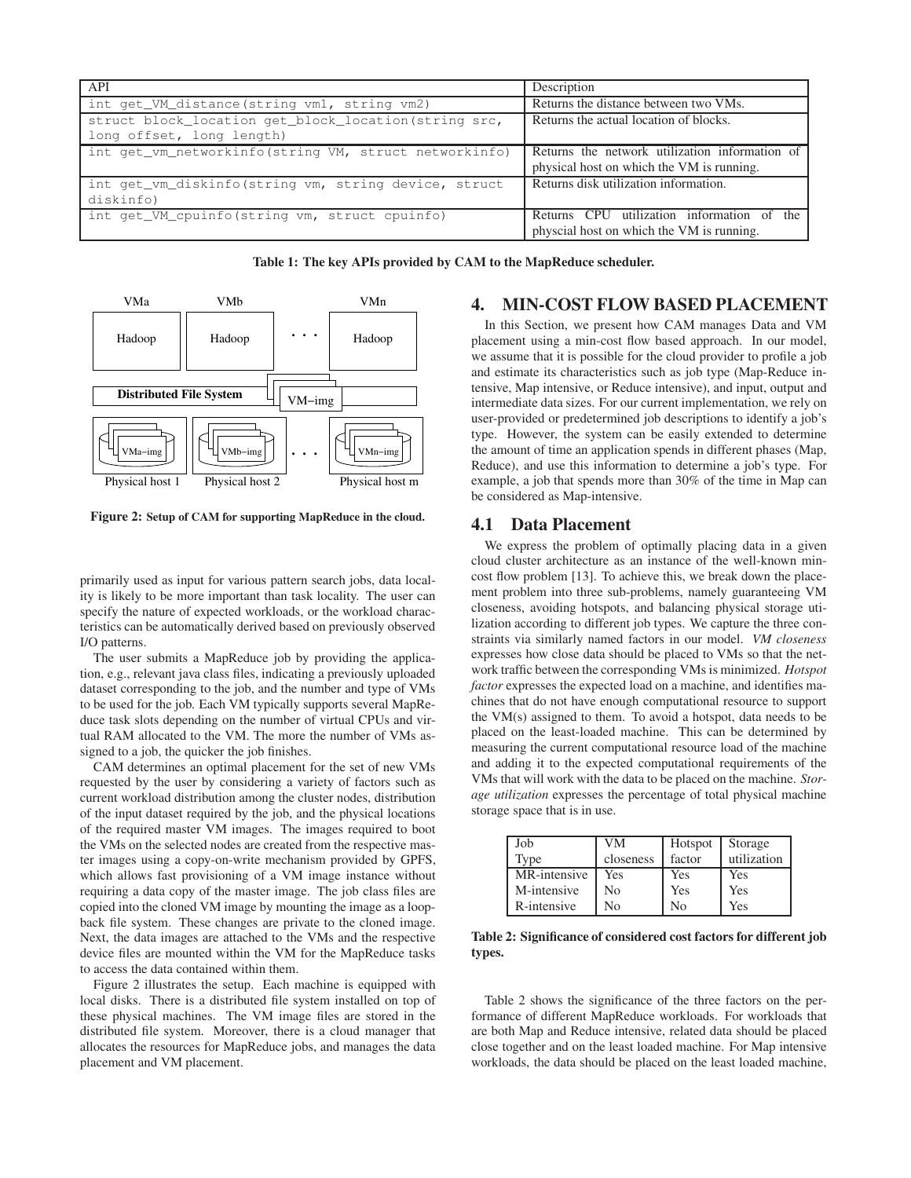| API | Description |
|---|---|
| `int get_VM_distance(string vm1, string vm2)` | Returns the distance between two VMs. |
| `struct block_location get_block_location(string src, long offset, long length)` | Returns the actual location of blocks. |
| `int get_vm_networkinfo(string VM, struct networkinfo)` | Returns the network utilization information of physical host on which the VM is running. |
| `int get_vm_diskinfo(string vm, string device, struct diskinfo)` | Returns disk utilization information. |
| `int get_VM_cpuinfo(string vm, struct cpuinfo)` | Returns CPU utilization information of the physcial host on which the VM is running. |

**Table 1: The key APIs provided by CAM to the MapReduce scheduler.**

VMa
VMb
VMn
Hadoop
Hadoop
. . .
Hadoop
Distributed File System
VM−img
VMa−img
VMb−img
. . .
VMn−img
Physical host 1
Physical host 2
Physical host m

**Figure 2: Setup of CAM for supporting MapReduce in the cloud.**

primarily used as input for various pattern search jobs, data locality is likely to be more important than task locality. The user can specify the nature of expected workloads, or the workload characteristics can be automatically derived based on previously observed I/O patterns.

The user submits a MapReduce job by providing the application, e.g., relevant java class files, indicating a previously uploaded dataset corresponding to the job, and the number and type of VMs to be used for the job. Each VM typically supports several MapReduce task slots depending on the number of virtual CPUs and virtual RAM allocated to the VM. The more the number of VMs assigned to a job, the quicker the job finishes.

CAM determines an optimal placement for the set of new VMs requested by the user by considering a variety of factors such as current workload distribution among the cluster nodes, distribution of the input dataset required by the job, and the physical locations of the required master VM images. The images required to boot the VMs on the selected nodes are created from the respective master images using a copy-on-write mechanism provided by GPFS, which allows fast provisioning of a VM image instance without requiring a data copy of the master image. The job class files are copied into the cloned VM image by mounting the image as a loopback file system. These changes are private to the cloned image. Next, the data images are attached to the VMs and the respective device files are mounted within the VM for the MapReduce tasks to access the data contained within them.

Figure 2 illustrates the setup. Each machine is equipped with local disks. There is a distributed file system installed on top of these physical machines. The VM image files are stored in the distributed file system. Moreover, there is a cloud manager that allocates the resources for MapReduce jobs, and manages the data placement and VM placement.

# 4. MIN-COST FLOW BASED PLACEMENT

In this Section, we present how CAM manages Data and VM placement using a min-cost flow based approach. In our model, we assume that it is possible for the cloud provider to profile a job and estimate its characteristics such as job type (Map-Reduce intensive, Map intensive, or Reduce intensive), and input, output and intermediate data sizes. For our current implementation, we rely on user-provided or predetermined job descriptions to identify a job's type. However, the system can be easily extended to determine the amount of time an application spends in different phases (Map, Reduce), and use this information to determine a job's type. For example, a job that spends more than 30% of the time in Map can be considered as Map-intensive.

## 4.1 Data Placement

We express the problem of optimally placing data in a given cloud cluster architecture as an instance of the well-known min-cost flow problem [13]. To achieve this, we break down the placement problem into three sub-problems, namely guaranteeing VM closeness, avoiding hotspots, and balancing physical storage utilization according to different job types. We capture the three constraints via similarly named factors in our model. *VM closeness* expresses how close data should be placed to VMs so that the network traffic between the corresponding VMs is minimized. *Hotspot factor* expresses the expected load on a machine, and identifies machines that do not have enough computational resource to support the VM(s) assigned to them. To avoid a hotspot, data needs to be placed on the least-loaded machine. This can be determined by measuring the current computational resource load of the machine and adding it to the expected computational requirements of the VMs that will work with the data to be placed on the machine. *Storage utilization* expresses the percentage of total physical machine storage space that is in use.

| Job Type | VM closeness | Hotspot factor | Storage utilization |
|---|---|---|---|
| MR-intensive | Yes | Yes | Yes |
| M-intensive | No | Yes | Yes |
| R-intensive | No | No | Yes |

**Table 2: Significance of considered cost factors for different job types.**

Table 2 shows the significance of the three factors on the performance of different MapReduce workloads. For workloads that are both Map and Reduce intensive, related data should be placed close together and on the least loaded machine. For Map intensive workloads, the data should be placed on the least loaded machine,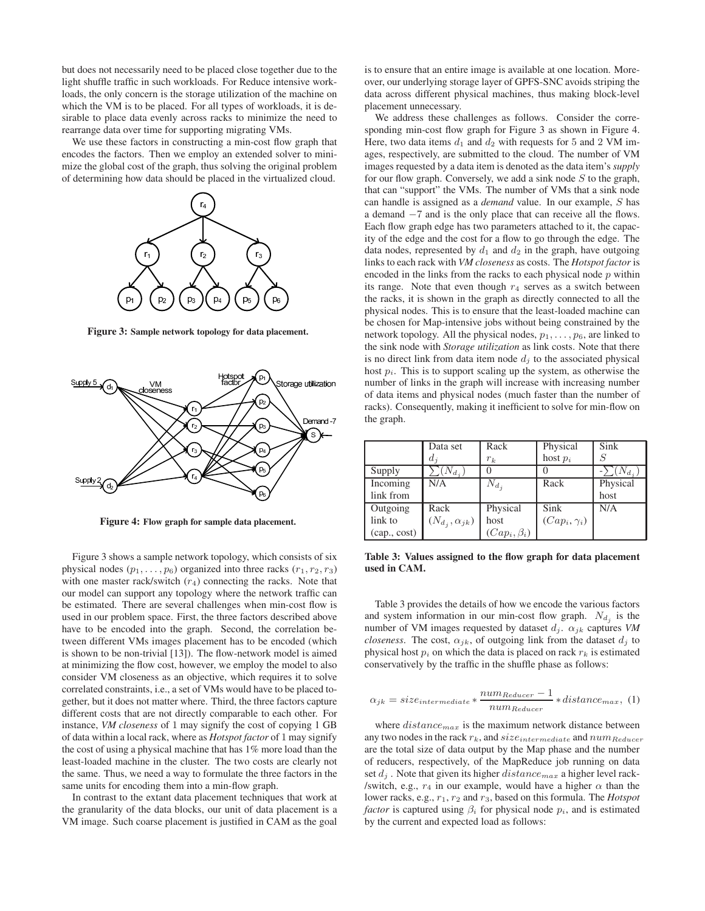but does not necessarily need to be placed close together due to the light shuffle traffic in such workloads. For Reduce intensive workloads, the only concern is the storage utilization of the machine on which the VM is to be placed. For all types of workloads, it is desirable to place data evenly across racks to minimize the need to rearrange data over time for supporting migrating VMs.

We use these factors in constructing a min-cost flow graph that encodes the factors. Then we employ an extended solver to minimize the global cost of the graph, thus solving the original problem of determining how data should be placed in the virtualized cloud.

**Figure 3:** **Sample network topology for data placement.**

**Figure 4:** **Flow graph for sample data placement.**

Figure 3 shows a sample network topology, which consists of six physical nodes ($p_1, \ldots, p_6$) organized into three racks ($r_1, r_2, r_3$) with one master rack/switch ($r_4$) connecting the racks. Note that our model can support any topology where the network traffic can be estimated. There are several challenges when min-cost flow is used in our problem space. First, the three factors described above have to be encoded into the graph. Second, the correlation between different VMs images placement has to be encoded (which is shown to be non-trivial [13]). The flow-network model is aimed at minimizing the flow cost, however, we employ the model to also consider VM closeness as an objective, which requires it to solve correlated constraints, i.e., a set of VMs would have to be placed together, but it does not matter where. Third, the three factors capture different costs that are not directly comparable to each other. For instance, *VM closeness* of 1 may signify the cost of copying 1 GB of data within a local rack, where as *Hotspot factor* of 1 may signify the cost of using a physical machine that has 1% more load than the least-loaded machine in the cluster. The two costs are clearly not the same. Thus, we need a way to formulate the three factors in the same units for encoding them into a min-flow graph.

In contrast to the extant data placement techniques that work at the granularity of the data blocks, our unit of data placement is a VM image. Such coarse placement is justified in CAM as the goal is to ensure that an entire image is available at one location. Moreover, our underlying storage layer of GPFS-SNC avoids striping the data across different physical machines, thus making block-level placement unnecessary.

We address these challenges as follows. Consider the corresponding min-cost flow graph for Figure 3 as shown in Figure 4. Here, two data items $d_1$ and $d_2$ with requests for 5 and 2 VM images, respectively, are submitted to the cloud. The number of VM images requested by a data item is denoted as the data item's *supply* for our flow graph. Conversely, we add a sink node $S$ to the graph, that can "support" the VMs. The number of VMs that a sink node can handle is assigned as a *demand* value. In our example, $S$ has a demand $-7$ and is the only place that can receive all the flows. Each flow graph edge has two parameters attached to it, the capacity of the edge and the cost for a flow to go through the edge. The data nodes, represented by $d_1$ and $d_2$ in the graph, have outgoing links to each rack with *VM closeness* as costs. The *Hotspot factor* is encoded in the links from the racks to each physical node $p$ within its range. Note that even though $r_4$ serves as a switch between the racks, it is shown in the graph as directly connected to all the physical nodes. This is to ensure that the least-loaded machine can be chosen for Map-intensive jobs without being constrained by the network topology. All the physical nodes, $p_1, \ldots, p_6$, are linked to the sink node with *Storage utilization* as link costs. Note that there is no direct link from data item node $d_j$ to the associated physical host $p_i$. This is to support scaling up the system, as otherwise the number of links in the graph will increase with increasing number of data items and physical nodes (much faster than the number of racks). Consequently, making it inefficient to solve for min-flow on the graph.

| | Data set $d_j$ | Rack $r_k$ | Physical host $p_i$ | Sink $S$ |
|---|---|---|---|---|
| Supply | $\sum(N_{d_j})$ | 0 | 0 | $-\sum(N_{d_j})$ |
| Incoming link from | N/A | $N_{d_j}$ | Rack | Physical host |
| Outgoing link to (cap., cost) | Rack $(N_{d_j}, \alpha_{jk})$ | Physical host $(Cap_i, \beta_i)$ | Sink $(Cap_i, \gamma_i)$ | N/A |

**Table 3: Values assigned to the flow graph for data placement used in CAM.**

Table 3 provides the details of how we encode the various factors and system information in our min-cost flow graph. $N_{d_j}$ is the number of VM images requested by dataset $d_j$. $\alpha_{jk}$ captures *VM closeness*. The cost, $\alpha_{jk}$, of outgoing link from the dataset $d_j$ to physical host $p_i$ on which the data is placed on rack $r_k$ is estimated conservatively by the traffic in the shuffle phase as follows:

$$\alpha_{jk} = size_{intermediate} * \frac{num_{Reducer} - 1}{num_{Reducer}} * distance_{max}, \quad (1)$$

where $distance_{max}$ is the maximum network distance between any two nodes in the rack $r_k$, and $size_{intermediate}$ and $num_{Reducer}$ are the total size of data output by the Map phase and the number of reducers, respectively, of the MapReduce job running on data set $d_j$. Note that given its higher $distance_{max}$ a higher level rack-/switch, e.g., $r_4$ in our example, would have a higher $\alpha$ than the lower racks, e.g., $r_1$, $r_2$ and $r_3$, based on this formula. The *Hotspot factor* is captured using $\beta_i$ for physical node $p_i$, and is estimated by the current and expected load as follows: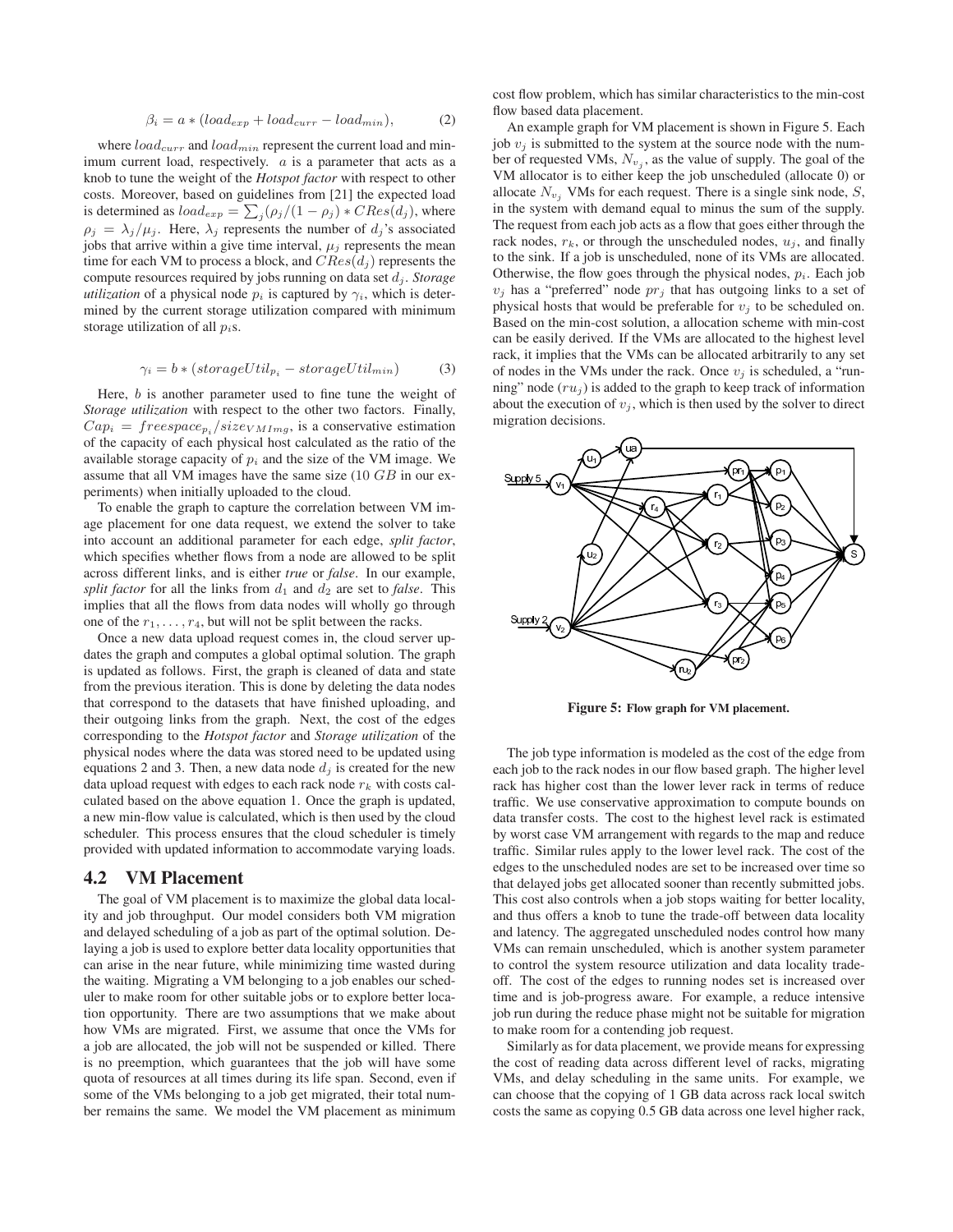$$\beta_i = a * (load_{exp} + load_{curr} - load_{min}), \tag{2}$$

where $load_{curr}$ and $load_{min}$ represent the current load and minimum current load, respectively. $a$ is a parameter that acts as a knob to tune the weight of the *Hotspot factor* with respect to other costs. Moreover, based on guidelines from [21] the expected load is determined as $load_{exp} = \sum_j (\rho_j/(1-\rho_j) * CRes(d_j)$, where $\rho_j = \lambda_j/\mu_j$. Here, $\lambda_j$ represents the number of $d_j$'s associated jobs that arrive within a give time interval, $\mu_j$ represents the mean time for each VM to process a block, and $CRes(d_j)$ represents the compute resources required by jobs running on data set $d_j$. *Storage utilization* of a physical node $p_i$ is captured by $\gamma_i$, which is determined by the current storage utilization compared with minimum storage utilization of all $p_i$s.

$$\gamma_i = b * (storageUtil_{p_i} - storageUtil_{min}) \tag{3}$$

Here, $b$ is another parameter used to fine tune the weight of *Storage utilization* with respect to the other two factors. Finally, $Cap_i = freespace_{p_i}/size_{VMImg}$, is a conservative estimation of the capacity of each physical host calculated as the ratio of the available storage capacity of $p_i$ and the size of the VM image. We assume that all VM images have the same size (10 $GB$ in our experiments) when initially uploaded to the cloud.

To enable the graph to capture the correlation between VM image placement for one data request, we extend the solver to take into account an additional parameter for each edge, *split factor*, which specifies whether flows from a node are allowed to be split across different links, and is either *true* or *false*. In our example, *split factor* for all the links from $d_1$ and $d_2$ are set to *false*. This implies that all the flows from data nodes will wholly go through one of the $r_1, \ldots, r_4$, but will not be split between the racks.

Once a new data upload request comes in, the cloud server updates the graph and computes a global optimal solution. The graph is updated as follows. First, the graph is cleaned of data and state from the previous iteration. This is done by deleting the data nodes that correspond to the datasets that have finished uploading, and their outgoing links from the graph. Next, the cost of the edges corresponding to the *Hotspot factor* and *Storage utilization* of the physical nodes where the data was stored need to be updated using equations 2 and 3. Then, a new data node $d_j$ is created for the new data upload request with edges to each rack node $r_k$ with costs calculated based on the above equation 1. Once the graph is updated, a new min-flow value is calculated, which is then used by the cloud scheduler. This process ensures that the cloud scheduler is timely provided with updated information to accommodate varying loads.

## 4.2 VM Placement

The goal of VM placement is to maximize the global data locality and job throughput. Our model considers both VM migration and delayed scheduling of a job as part of the optimal solution. Delaying a job is used to explore better data locality opportunities that can arise in the near future, while minimizing time wasted during the waiting. Migrating a VM belonging to a job enables our scheduler to make room for other suitable jobs or to explore better location opportunity. There are two assumptions that we make about how VMs are migrated. First, we assume that once the VMs for a job are allocated, the job will not be suspended or killed. There is no preemption, which guarantees that the job will have some quota of resources at all times during its life span. Second, even if some of the VMs belonging to a job get migrated, their total number remains the same. We model the VM placement as minimum cost flow problem, which has similar characteristics to the min-cost flow based data placement.

An example graph for VM placement is shown in Figure 5. Each job $v_j$ is submitted to the system at the source node with the number of requested VMs, $N_{v_j}$, as the value of supply. The goal of the VM allocator is to either keep the job unscheduled (allocate 0) or allocate $N_{v_j}$ VMs for each request. There is a single sink node, $S$, in the system with demand equal to minus the sum of the supply. The request from each job acts as a flow that goes either through the rack nodes, $r_k$, or through the unscheduled nodes, $u_j$, and finally to the sink. If a job is unscheduled, none of its VMs are allocated. Otherwise, the flow goes through the physical nodes, $p_i$. Each job $v_j$ has a "preferred" node $pr_j$ that has outgoing links to a set of physical hosts that would be preferable for $v_j$ to be scheduled on. Based on the min-cost solution, a allocation scheme with min-cost can be easily derived. If the VMs are allocated to the highest level rack, it implies that the VMs can be allocated arbitrarily to any set of nodes in the VMs under the rack. Once $v_j$ is scheduled, a "running" node ($ru_j$) is added to the graph to keep track of information about the execution of $v_j$, which is then used by the solver to direct migration decisions.

Supply 5
Supply 2
v1 v2 u1 u2 ua r1 r2 r3 r4 pr1 pr2 ru2 p1 p2 p3 p4 p5 p6 S

**Figure 5: Flow graph for VM placement.**

The job type information is modeled as the cost of the edge from each job to the rack nodes in our flow based graph. The higher level rack has higher cost than the lower lever rack in terms of reduce traffic. We use conservative approximation to compute bounds on data transfer costs. The cost to the highest level rack is estimated by worst case VM arrangement with regards to the map and reduce traffic. Similar rules apply to the lower level rack. The cost of the edges to the unscheduled nodes are set to be increased over time so that delayed jobs get allocated sooner than recently submitted jobs. This cost also controls when a job stops waiting for better locality, and thus offers a knob to tune the trade-off between data locality and latency. The aggregated unscheduled nodes control how many VMs can remain unscheduled, which is another system parameter to control the system resource utilization and data locality tradeoff. The cost of the edges to running nodes set is increased over time and is job-progress aware. For example, a reduce intensive job run during the reduce phase might not be suitable for migration to make room for a contending job request.

Similarly as for data placement, we provide means for expressing the cost of reading data across different level of racks, migrating VMs, and delay scheduling in the same units. For example, we can choose that the copying of 1 GB data across rack local switch costs the same as copying 0.5 GB data across one level higher rack,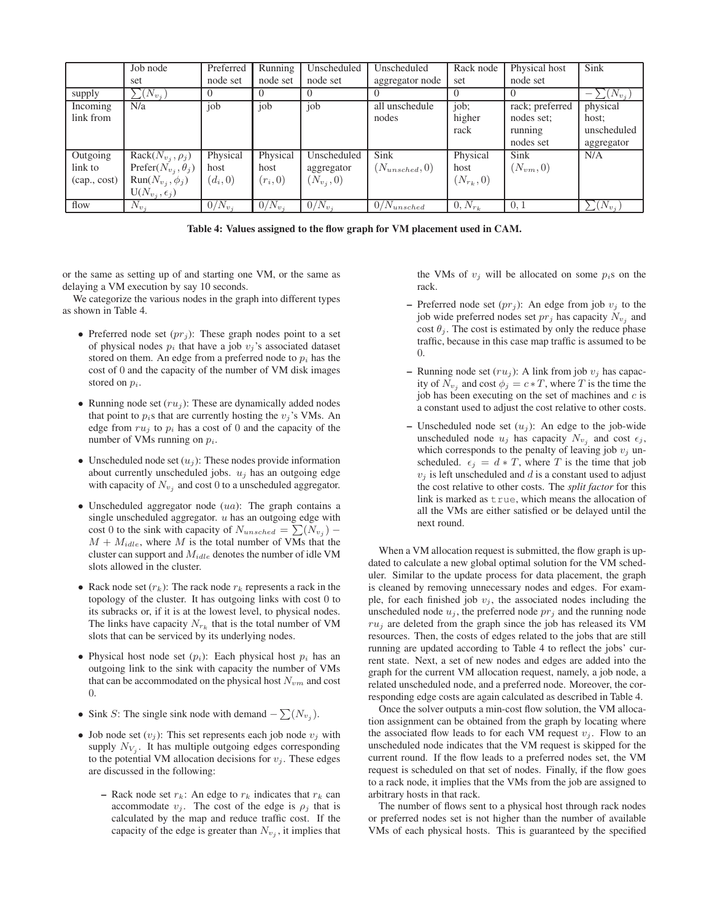| | Job node set | Preferred node set | Running node set | Unscheduled node set | Unscheduled aggregator node | Rack node set | Physical host node set | Sink |
|---|---|---|---|---|---|---|---|---|
| supply | $\sum(N_{v_j})$ | 0 | 0 | 0 | 0 | 0 | 0 | $-\sum(N_{v_j})$ |
| Incoming link from | N/a | job | job | job | all unschedule nodes | job; higher rack | rack; preferred nodes set; running nodes set | physical host; unscheduled aggregator |
| Outgoing link to (cap., cost) | Rack($N_{v_j}, \rho_j$) Prefer($N_{v_j}, \theta_j$) Run($N_{v_j}, \phi_j$) U($N_{v_j}, \epsilon_j$) | Physical host $(d_i, 0)$ | Physical host $(r_i, 0)$ | Unscheduled aggregator $(N_{v_j}, 0)$ | Sink $(N_{unsched}, 0)$ | Physical host $(N_{r_k}, 0)$ | Sink $(N_{vm}, 0)$ | N/A |
| flow | $N_{v_j}$ | $0/N_{v_j}$ | $0/N_{v_j}$ | $0/N_{v_j}$ | $0/N_{unsched}$ | $0, N_{r_k}$ | $0, 1$ | $\sum(N_{v_j})$ |

**Table 4: Values assigned to the flow graph for VM placement used in CAM.**

or the same as setting up of and starting one VM, or the same as delaying a VM execution by say 10 seconds.

We categorize the various nodes in the graph into different types as shown in Table 4.

- Preferred node set ($pr_j$): These graph nodes point to a set of physical nodes $p_i$ that have a job $v_j$'s associated dataset stored on them. An edge from a preferred node to $p_i$ has the cost of 0 and the capacity of the number of VM disk images stored on $p_i$.
- Running node set ($ru_j$): These are dynamically added nodes that point to $p_i$s that are currently hosting the $v_j$'s VMs. An edge from $ru_j$ to $p_i$ has a cost of 0 and the capacity of the number of VMs running on $p_i$.
- Unscheduled node set ($u_j$): These nodes provide information about currently unscheduled jobs. $u_j$ has an outgoing edge with capacity of $N_{v_j}$ and cost 0 to a unscheduled aggregator.
- Unscheduled aggregator node ($ua$): The graph contains a single unscheduled aggregator. $u$ has an outgoing edge with cost 0 to the sink with capacity of $N_{unsched} = \sum(N_{v_j}) - M + M_{idle}$, where $M$ is the total number of VMs that the cluster can support and $M_{idle}$ denotes the number of idle VM slots allowed in the cluster.
- Rack node set ($r_k$): The rack node $r_k$ represents a rack in the topology of the cluster. It has outgoing links with cost 0 to its subracks or, if it is at the lowest level, to physical nodes. The links have capacity $N_{r_k}$ that is the total number of VM slots that can be serviced by its underlying nodes.
- Physical host node set ($p_i$): Each physical host $p_i$ has an outgoing link to the sink with capacity the number of VMs that can be accommodated on the physical host $N_{vm}$ and cost 0.
- Sink $S$: The single sink node with demand $-\sum(N_{v_j})$.
- Job node set ($v_j$): This set represents each job node $v_j$ with supply $N_{V_j}$. It has multiple outgoing edges corresponding to the potential VM allocation decisions for $v_j$. These edges are discussed in the following:
  - Rack node set $r_k$: An edge to $r_k$ indicates that $r_k$ can accommodate $v_j$. The cost of the edge is $\rho_j$ that is calculated by the map and reduce traffic cost. If the capacity of the edge is greater than $N_{v_j}$, it implies that the VMs of $v_j$ will be allocated on some $p_i$s on the rack.
  - Preferred node set ($pr_j$): An edge from job $v_j$ to the job wide preferred nodes set $pr_j$ has capacity $N_{v_j}$ and cost $\theta_j$. The cost is estimated by only the reduce phase traffic, because in this case map traffic is assumed to be 0.
  - Running node set ($ru_j$): A link from job $v_j$ has capacity of $N_{v_j}$ and cost $\phi_j = c * T$, where $T$ is the time the job has been executing on the set of machines and $c$ is a constant used to adjust the cost relative to other costs.
  - Unscheduled node set ($u_j$): An edge to the job-wide unscheduled node $u_j$ has capacity $N_{v_j}$ and cost $\epsilon_j$, which corresponds to the penalty of leaving job $v_j$ unscheduled. $\epsilon_j = d * T$, where $T$ is the time that job $v_j$ is left unscheduled and $d$ is a constant used to adjust the cost relative to other costs. The *split factor* for this link is marked as `true`, which means the allocation of all the VMs are either satisfied or be delayed until the next round.

When a VM allocation request is submitted, the flow graph is updated to calculate a new global optimal solution for the VM scheduler. Similar to the update process for data placement, the graph is cleaned by removing unnecessary nodes and edges. For example, for each finished job $v_j$, the associated nodes including the unscheduled node $u_j$, the preferred node $pr_j$ and the running node $ru_j$ are deleted from the graph since the job has released its VM resources. Then, the costs of edges related to the jobs that are still running are updated according to Table 4 to reflect the jobs' current state. Next, a set of new nodes and edges are added into the graph for the current VM allocation request, namely, a job node, a related unscheduled node, and a preferred node. Moreover, the corresponding edge costs are again calculated as described in Table 4.

Once the solver outputs a min-cost flow solution, the VM allocation assignment can be obtained from the graph by locating where the associated flow leads to for each VM request $v_j$. Flow to an unscheduled node indicates that the VM request is skipped for the current round. If the flow leads to a preferred nodes set, the VM request is scheduled on that set of nodes. Finally, if the flow goes to a rack node, it implies that the VMs from the job are assigned to arbitrary hosts in that rack.

The number of flows sent to a physical host through rack nodes or preferred nodes set is not higher than the number of available VMs of each physical hosts. This is guaranteed by the specified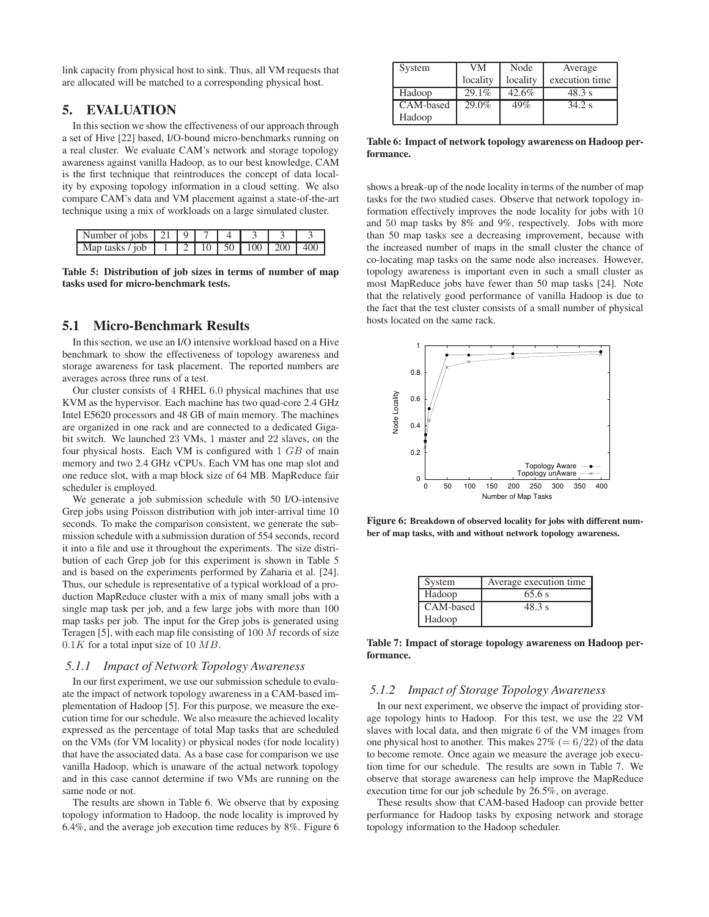link capacity from physical host to sink. Thus, all VM requests that are allocated will be matched to a corresponding physical host.

## 5. EVALUATION

In this section we show the effectiveness of our approach through a set of Hive [22] based, I/O-bound micro-benchmarks running on a real cluster. We evaluate CAM's network and storage topology awareness against vanilla Hadoop, as to our best knowledge, CAM is the first technique that reintroduces the concept of data locality by exposing topology information in a cloud setting. We also compare CAM's data and VM placement against a state-of-the-art technique using a mix of workloads on a large simulated cluster.

| Number of jobs | 21 | 9 | 7 | 4 | 3 | 3 | 3 |
|---|---|---|---|---|---|---|---|
| Map tasks / job | 1 | 2 | 10 | 50 | 100 | 200 | 400 |

**Table 5: Distribution of job sizes in terms of number of map tasks used for micro-benchmark tests.**

### 5.1 Micro-Benchmark Results

In this section, we use an I/O intensive workload based on a Hive benchmark to show the effectiveness of topology awareness and storage awareness for task placement. The reported numbers are averages across three runs of a test.

Our cluster consists of 4 RHEL 6.0 physical machines that use KVM as the hypervisor. Each machine has two quad-core 2.4 GHz Intel E5620 processors and 48 GB of main memory. The machines are organized in one rack and are connected to a dedicated Gigabit switch. We launched 23 VMs, 1 master and 22 slaves, on the four physical hosts. Each VM is configured with 1 $GB$ of main memory and two 2.4 GHz vCPUs. Each VM has one map slot and one reduce slot, with a map block size of 64 MB. MapReduce fair scheduler is employed.

We generate a job submission schedule with 50 I/O-intensive Grep jobs using Poisson distribution with job inter-arrival time 10 seconds. To make the comparison consistent, we generate the submission schedule with a submission duration of 554 seconds, record it into a file and use it throughout the experiments. The size distribution of each Grep job for this experiment is shown in Table 5 and is based on the experiments performed by Zaharia et al. [24]. Thus, our schedule is representative of a typical workload of a production MapReduce cluster with a mix of many small jobs with a single map task per job, and a few large jobs with more than 100 map tasks per job. The input for the Grep jobs is generated using Teragen [5], with each map file consisting of 100 $M$ records of size $0.1K$ for a total input size of 10 $MB$.

#### *5.1.1 Impact of Network Topology Awareness*

In our first experiment, we use our submission schedule to evaluate the impact of network topology awareness in a CAM-based implementation of Hadoop [5]. For this purpose, we measure the execution time for our schedule. We also measure the achieved locality expressed as the percentage of total Map tasks that are scheduled on the VMs (for VM locality) or physical nodes (for node locality) that have the associated data. As a base case for comparison we use vanilla Hadoop, which is unaware of the actual network topology and in this case cannot determine if two VMs are running on the same node or not.

The results are shown in Table 6. We observe that by exposing topology information to Hadoop, the node locality is improved by 6.4%, and the average job execution time reduces by 8%. Figure 6 shows a break-up of the node locality in terms of the number of map tasks for the two studied cases. Observe that network topology information effectively improves the node locality for jobs with 10 and 50 map tasks by 8% and 9%, respectively. Jobs with more than 50 map tasks see a decreasing improvement, because with the increased number of maps in the small cluster the chance of co-locating map tasks on the same node also increases. However, topology awareness is important even in such a small cluster as most MapReduce jobs have fewer than 50 map tasks [24]. Note that the relatively good performance of vanilla Hadoop is due to the fact that the test cluster consists of a small number of physical hosts located on the same rack.

| System | VM locality | Node locality | Average execution time |
|---|---|---|---|
| Hadoop | 29.1% | 42.6% | 48.3 s |
| CAM-based Hadoop | 29.0% | 49% | 34.2 s |

**Table 6: Impact of network topology awareness on Hadoop performance.**

**Figure 6: Breakdown of observed locality for jobs with different number of map tasks, with and without network topology awareness.**

| System | Average execution time |
|---|---|
| Hadoop | 65.6 s |
| CAM-based Hadoop | 48.3 s |

**Table 7: Impact of storage topology awareness on Hadoop performance.**

#### *5.1.2 Impact of Storage Topology Awareness*

In our next experiment, we observe the impact of providing storage topology hints to Hadoop. For this test, we use the 22 VM slaves with local data, and then migrate 6 of the VM images from one physical host to another. This makes 27% ($= 6/22$) of the data to become remote. Once again we measure the average job execution time for our schedule. The results are sown in Table 7. We observe that storage awareness can help improve the MapReduce execution time for our job schedule by 26.5%, on average.

These results show that CAM-based Hadoop can provide better performance for Hadoop tasks by exposing network and storage topology information to the Hadoop scheduler.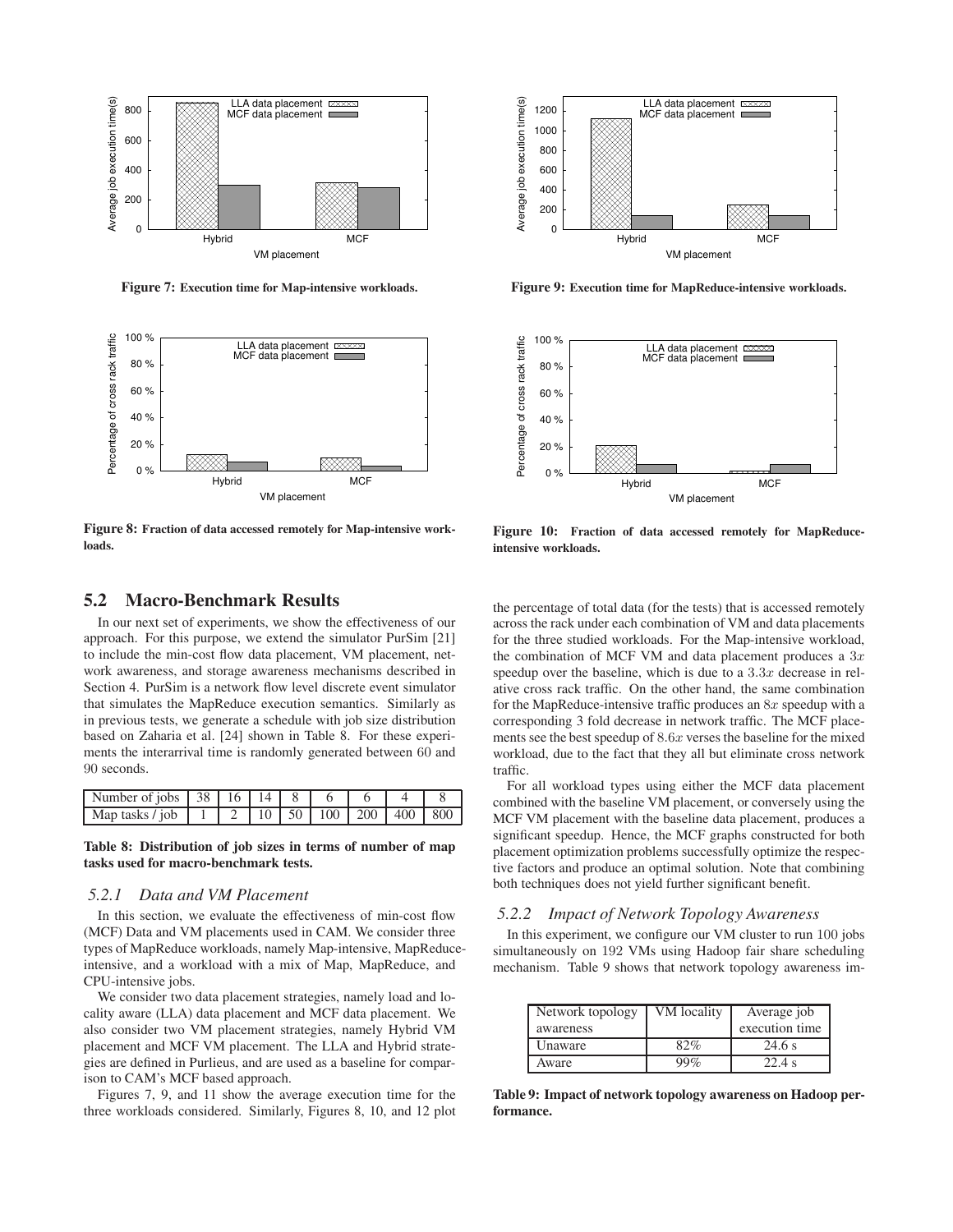Figure 7: Execution time for Map-intensive workloads.

Figure 8: Fraction of data accessed remotely for Map-intensive workloads.

Figure 9: Execution time for MapReduce-intensive workloads.

Figure 10: Fraction of data accessed remotely for MapReduce-intensive workloads.

## 5.2 Macro-Benchmark Results

In our next set of experiments, we show the effectiveness of our approach. For this purpose, we extend the simulator PurSim [21] to include the min-cost flow data placement, VM placement, network awareness, and storage awareness mechanisms described in Section 4. PurSim is a network flow level discrete event simulator that simulates the MapReduce execution semantics. Similarly as in previous tests, we generate a schedule with job size distribution based on Zaharia et al. [24] shown in Table 8. For these experiments the interarrival time is randomly generated between 60 and 90 seconds.

| Number of jobs | 38 | 16 | 14 | 8 | 6 | 6 | 4 | 8 |
|---|---|---|---|---|---|---|---|---|
| Map tasks / job | 1 | 2 | 10 | 50 | 100 | 200 | 400 | 800 |

**Table 8: Distribution of job sizes in terms of number of map tasks used for macro-benchmark tests.**

### 5.2.1 Data and VM Placement

In this section, we evaluate the effectiveness of min-cost flow (MCF) Data and VM placements used in CAM. We consider three types of MapReduce workloads, namely Map-intensive, MapReduce-intensive, and a workload with a mix of Map, MapReduce, and CPU-intensive jobs.

We consider two data placement strategies, namely load and locality aware (LLA) data placement and MCF data placement. We also consider two VM placement strategies, namely Hybrid VM placement and MCF VM placement. The LLA and Hybrid strategies are defined in Purlieus, and are used as a baseline for comparison to CAM's MCF based approach.

Figures 7, 9, and 11 show the average execution time for the three workloads considered. Similarly, Figures 8, 10, and 12 plot the percentage of total data (for the tests) that is accessed remotely across the rack under each combination of VM and data placements for the three studied workloads. For the Map-intensive workload, the combination of MCF VM and data placement produces a $3x$ speedup over the baseline, which is due to a $3.3x$ decrease in relative cross rack traffic. On the other hand, the same combination for the MapReduce-intensive traffic produces an $8x$ speedup with a corresponding 3 fold decrease in network traffic. The MCF placements see the best speedup of $8.6x$ verses the baseline for the mixed workload, due to the fact that they all but eliminate cross network traffic.

For all workload types using either the MCF data placement combined with the baseline VM placement, or conversely using the MCF VM placement with the baseline data placement, produces a significant speedup. Hence, the MCF graphs constructed for both placement optimization problems successfully optimize the respective factors and produce an optimal solution. Note that combining both techniques does not yield further significant benefit.

### 5.2.2 Impact of Network Topology Awareness

In this experiment, we configure our VM cluster to run 100 jobs simultaneously on 192 VMs using Hadoop fair share scheduling mechanism. Table 9 shows that network topology awareness im-

| Network topology awareness | VM locality | Average job execution time |
|---|---|---|
| Unaware | 82% | 24.6 s |
| Aware | 99% | 22.4 s |

**Table 9: Impact of network topology awareness on Hadoop performance.**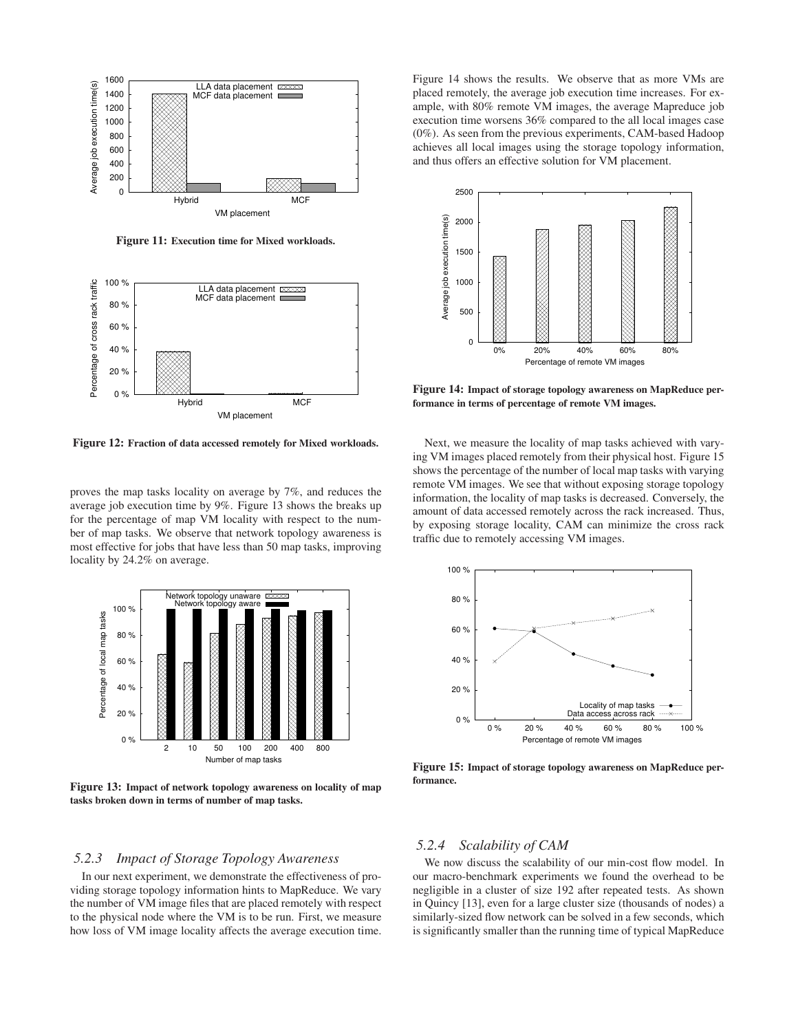Figure 11: Execution time for Mixed workloads.

Figure 12: Fraction of data accessed remotely for Mixed workloads.

proves the map tasks locality on average by 7%, and reduces the average job execution time by 9%. Figure 13 shows the breaks up for the percentage of map VM locality with respect to the number of map tasks. We observe that network topology awareness is most effective for jobs that have less than 50 map tasks, improving locality by 24.2% on average.

Figure 13: Impact of network topology awareness on locality of map tasks broken down in terms of number of map tasks.

### 5.2.3 Impact of Storage Topology Awareness

In our next experiment, we demonstrate the effectiveness of providing storage topology information hints to MapReduce. We vary the number of VM image files that are placed remotely with respect to the physical node where the VM is to be run. First, we measure how loss of VM image locality affects the average execution time. Figure 14 shows the results. We observe that as more VMs are placed remotely, the average job execution time increases. For example, with 80% remote VM images, the average Mapreduce job execution time worsens 36% compared to the all local images case (0%). As seen from the previous experiments, CAM-based Hadoop achieves all local images using the storage topology information, and thus offers an effective solution for VM placement.

Figure 14: Impact of storage topology awareness on MapReduce performance in terms of percentage of remote VM images.

Next, we measure the locality of map tasks achieved with varying VM images placed remotely from their physical host. Figure 15 shows the percentage of the number of local map tasks with varying remote VM images. We see that without exposing storage topology information, the locality of map tasks is decreased. Conversely, the amount of data accessed remotely across the rack increased. Thus, by exposing storage locality, CAM can minimize the cross rack traffic due to remotely accessing VM images.

Figure 15: Impact of storage topology awareness on MapReduce performance.

### 5.2.4 Scalability of CAM

We now discuss the scalability of our min-cost flow model. In our macro-benchmark experiments we found the overhead to be negligible in a cluster of size 192 after repeated tests. As shown in Quincy [13], even for a large cluster size (thousands of nodes) a similarly-sized flow network can be solved in a few seconds, which is significantly smaller than the running time of typical MapReduce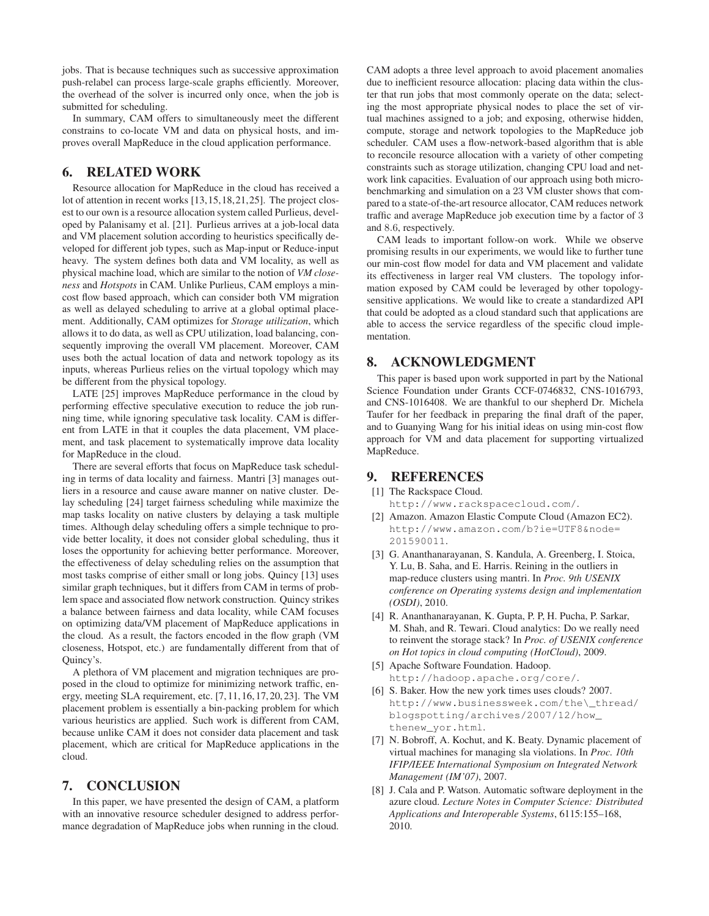jobs. That is because techniques such as successive approximation push-relabel can process large-scale graphs efficiently. Moreover, the overhead of the solver is incurred only once, when the job is submitted for scheduling.

In summary, CAM offers to simultaneously meet the different constrains to co-locate VM and data on physical hosts, and improves overall MapReduce in the cloud application performance.

## 6. RELATED WORK

Resource allocation for MapReduce in the cloud has received a lot of attention in recent works [13,15,18,21,25]. The project closest to our own is a resource allocation system called Purlieus, developed by Palanisamy et al. [21]. Purlieus arrives at a job-local data and VM placement solution according to heuristics specifically developed for different job types, such as Map-input or Reduce-input heavy. The system defines both data and VM locality, as well as physical machine load, which are similar to the notion of *VM closeness* and *Hotspots* in CAM. Unlike Purlieus, CAM employs a min-cost flow based approach, which can consider both VM migration as well as delayed scheduling to arrive at a global optimal placement. Additionally, CAM optimizes for *Storage utilization*, which allows it to do data, as well as CPU utilization, load balancing, consequently improving the overall VM placement. Moreover, CAM uses both the actual location of data and network topology as its inputs, whereas Purlieus relies on the virtual topology which may be different from the physical topology.

LATE [25] improves MapReduce performance in the cloud by performing effective speculative execution to reduce the job running time, while ignoring speculative task locality. CAM is different from LATE in that it couples the data placement, VM placement, and task placement to systematically improve data locality for MapReduce in the cloud.

There are several efforts that focus on MapReduce task scheduling in terms of data locality and fairness. Mantri [3] manages outliers in a resource and cause aware manner on native cluster. Delay scheduling [24] target fairness scheduling while maximize the map tasks locality on native clusters by delaying a task multiple times. Although delay scheduling offers a simple technique to provide better locality, it does not consider global scheduling, thus it loses the opportunity for achieving better performance. Moreover, the effectiveness of delay scheduling relies on the assumption that most tasks comprise of either small or long jobs. Quincy [13] uses similar graph techniques, but it differs from CAM in terms of problem space and associated flow network construction. Quincy strikes a balance between fairness and data locality, while CAM focuses on optimizing data/VM placement of MapReduce applications in the cloud. As a result, the factors encoded in the flow graph (VM closeness, Hotspot, etc.) are fundamentally different from that of Quincy's.

A plethora of VM placement and migration techniques are proposed in the cloud to optimize for minimizing network traffic, energy, meeting SLA requirement, etc. [7,11,16,17,20,23]. The VM placement problem is essentially a bin-packing problem for which various heuristics are applied. Such work is different from CAM, because unlike CAM it does not consider data placement and task placement, which are critical for MapReduce applications in the cloud.

## 7. CONCLUSION

In this paper, we have presented the design of CAM, a platform with an innovative resource scheduler designed to address performance degradation of MapReduce jobs when running in the cloud. CAM adopts a three level approach to avoid placement anomalies due to inefficient resource allocation: placing data within the cluster that run jobs that most commonly operate on the data; selecting the most appropriate physical nodes to place the set of virtual machines assigned to a job; and exposing, otherwise hidden, compute, storage and network topologies to the MapReduce job scheduler. CAM uses a flow-network-based algorithm that is able to reconcile resource allocation with a variety of other competing constraints such as storage utilization, changing CPU load and network link capacities. Evaluation of our approach using both micro-benchmarking and simulation on a 23 VM cluster shows that compared to a state-of-the-art resource allocator, CAM reduces network traffic and average MapReduce job execution time by a factor of 3 and 8.6, respectively.

CAM leads to important follow-on work. While we observe promising results in our experiments, we would like to further tune our min-cost flow model for data and VM placement and validate its effectiveness in larger real VM clusters. The topology information exposed by CAM could be leveraged by other topology-sensitive applications. We would like to create a standardized API that could be adopted as a cloud standard such that applications are able to access the service regardless of the specific cloud implementation.

## 8. ACKNOWLEDGMENT

This paper is based upon work supported in part by the National Science Foundation under Grants CCF-0746832, CNS-1016793, and CNS-1016408. We are thankful to our shepherd Dr. Michela Taufer for her feedback in preparing the final draft of the paper, and to Guanying Wang for his initial ideas on using min-cost flow approach for VM and data placement for supporting virtualized MapReduce.

## 9. REFERENCES

[1] The Rackspace Cloud. http://www.rackspacecloud.com/.

[2] Amazon. Amazon Elastic Compute Cloud (Amazon EC2). http://www.amazon.com/b?ie=UTF8&node=201590011.

[3] G. Ananthanarayanan, S. Kandula, A. Greenberg, I. Stoica, Y. Lu, B. Saha, and E. Harris. Reining in the outliers in map-reduce clusters using mantri. In *Proc. 9th USENIX conference on Operating systems design and implementation (OSDI)*, 2010.

[4] R. Ananthanarayanan, K. Gupta, P. P, H. Pucha, P. Sarkar, M. Shah, and R. Tewari. Cloud analytics: Do we really need to reinvent the storage stack? In *Proc. of USENIX conference on Hot topics in cloud computing (HotCloud)*, 2009.

[5] Apache Software Foundation. Hadoop. http://hadoop.apache.org/core/.

[6] S. Baker. How the new york times uses clouds? 2007. http://www.businessweek.com/the\_thread/blogspotting/archives/2007/12/how_thenew_yor.html.

[7] N. Bobroff, A. Kochut, and K. Beaty. Dynamic placement of virtual machines for managing sla violations. In *Proc. 10th IFIP/IEEE International Symposium on Integrated Network Management (IM'07)*, 2007.

[8] J. Cala and P. Watson. Automatic software deployment in the azure cloud. *Lecture Notes in Computer Science: Distributed Applications and Interoperable Systems*, 6115:155–168, 2010.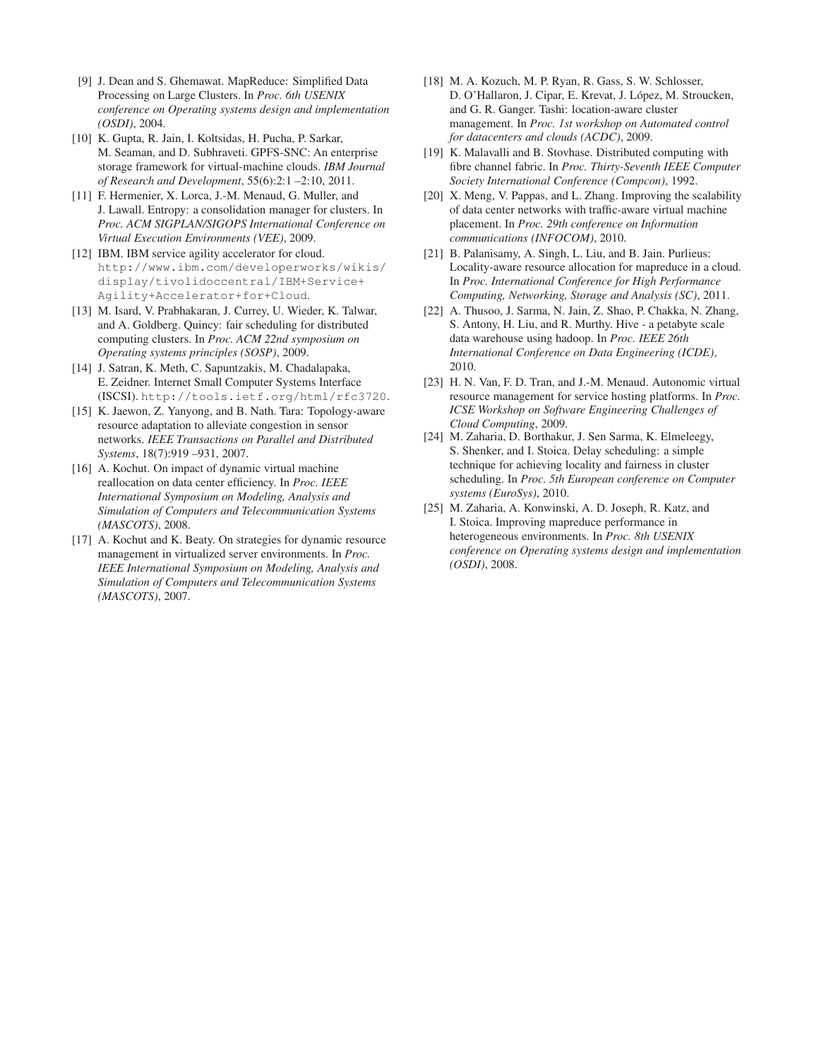[9] J. Dean and S. Ghemawat. MapReduce: Simplified Data Processing on Large Clusters. In *Proc. 6th USENIX conference on Operating systems design and implementation (OSDI)*, 2004.

[10] K. Gupta, R. Jain, I. Koltsidas, H. Pucha, P. Sarkar, M. Seaman, and D. Subhraveti. GPFS-SNC: An enterprise storage framework for virtual-machine clouds. *IBM Journal of Research and Development*, 55(6):2:1 –2:10, 2011.

[11] F. Hermenier, X. Lorca, J.-M. Menaud, G. Muller, and J. Lawall. Entropy: a consolidation manager for clusters. In *Proc. ACM SIGPLAN/SIGOPS International Conference on Virtual Execution Environments (VEE)*, 2009.

[12] IBM. IBM service agility accelerator for cloud. `http://www.ibm.com/developerworks/wikis/display/tivolidoccentral/IBM+Service+Agility+Accelerator+for+Cloud`.

[13] M. Isard, V. Prabhakaran, J. Currey, U. Wieder, K. Talwar, and A. Goldberg. Quincy: fair scheduling for distributed computing clusters. In *Proc. ACM 22nd symposium on Operating systems principles (SOSP)*, 2009.

[14] J. Satran, K. Meth, C. Sapuntzakis, M. Chadalapaka, E. Zeidner. Internet Small Computer Systems Interface (ISCSI). `http://tools.ietf.org/html/rfc3720`.

[15] K. Jaewon, Z. Yanyong, and B. Nath. Tara: Topology-aware resource adaptation to alleviate congestion in sensor networks. *IEEE Transactions on Parallel and Distributed Systems*, 18(7):919 –931, 2007.

[16] A. Kochut. On impact of dynamic virtual machine reallocation on data center efficiency. In *Proc. IEEE International Symposium on Modeling, Analysis and Simulation of Computers and Telecommunication Systems (MASCOTS)*, 2008.

[17] A. Kochut and K. Beaty. On strategies for dynamic resource management in virtualized server environments. In *Proc. IEEE International Symposium on Modeling, Analysis and Simulation of Computers and Telecommunication Systems (MASCOTS)*, 2007.

[18] M. A. Kozuch, M. P. Ryan, R. Gass, S. W. Schlosser, D. O'Hallaron, J. Cipar, E. Krevat, J. López, M. Stroucken, and G. R. Ganger. Tashi: location-aware cluster management. In *Proc. 1st workshop on Automated control for datacenters and clouds (ACDC)*, 2009.

[19] K. Malavalli and B. Stovhase. Distributed computing with fibre channel fabric. In *Proc. Thirty-Seventh IEEE Computer Society International Conference (Compcon)*, 1992.

[20] X. Meng, V. Pappas, and L. Zhang. Improving the scalability of data center networks with traffic-aware virtual machine placement. In *Proc. 29th conference on Information communications (INFOCOM)*, 2010.

[21] B. Palanisamy, A. Singh, L. Liu, and B. Jain. Purlieus: Locality-aware resource allocation for mapreduce in a cloud. In *Proc. International Conference for High Performance Computing, Networking, Storage and Analysis (SC)*, 2011.

[22] A. Thusoo, J. Sarma, N. Jain, Z. Shao, P. Chakka, N. Zhang, S. Antony, H. Liu, and R. Murthy. Hive - a petabyte scale data warehouse using hadoop. In *Proc. IEEE 26th International Conference on Data Engineering (ICDE)*, 2010.

[23] H. N. Van, F. D. Tran, and J.-M. Menaud. Autonomic virtual resource management for service hosting platforms. In *Proc. ICSE Workshop on Software Engineering Challenges of Cloud Computing*, 2009.

[24] M. Zaharia, D. Borthakur, J. Sen Sarma, K. Elmeleegy, S. Shenker, and I. Stoica. Delay scheduling: a simple technique for achieving locality and fairness in cluster scheduling. In *Proc. 5th European conference on Computer systems (EuroSys)*, 2010.

[25] M. Zaharia, A. Konwinski, A. D. Joseph, R. Katz, and I. Stoica. Improving mapreduce performance in heterogeneous environments. In *Proc. 8th USENIX conference on Operating systems design and implementation (OSDI)*, 2008.